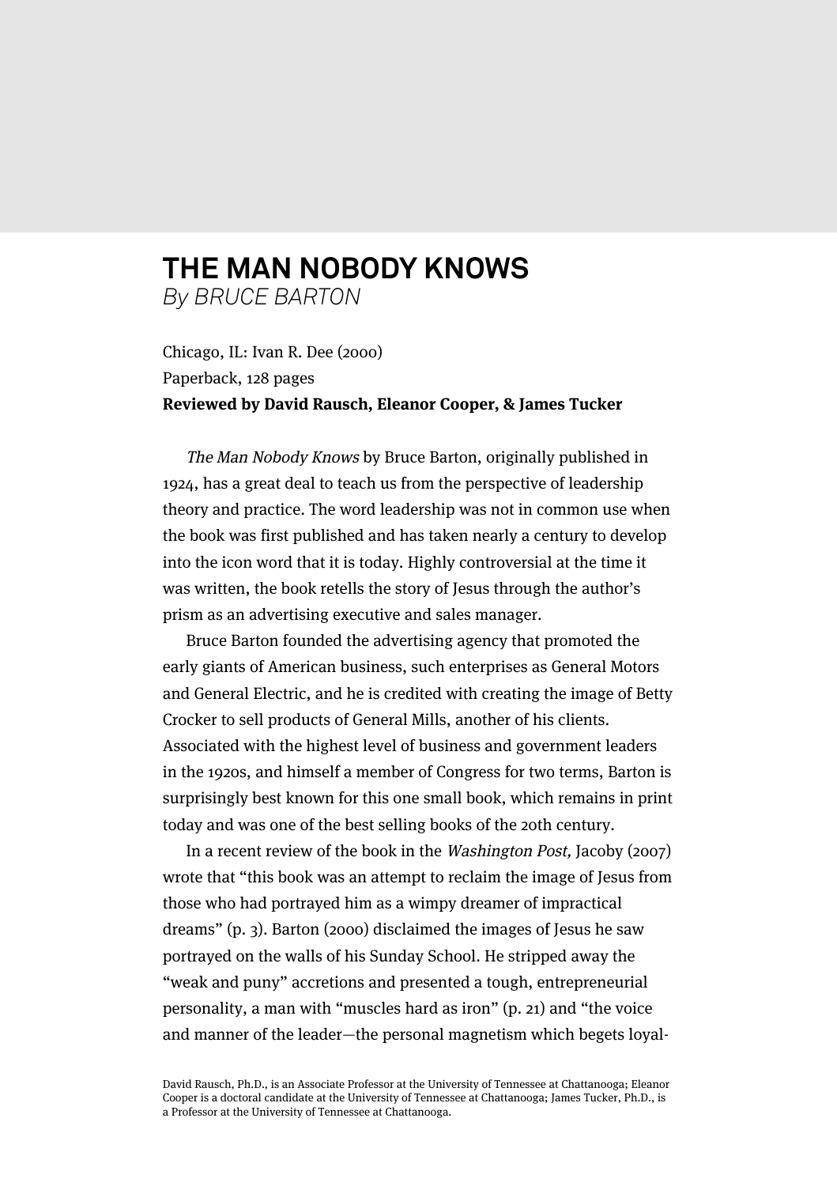# THE MAN NOBODY KNOWS

*By BRUCE BARTON*

Chicago, IL: Ivan R. Dee (2000)
Paperback, 128 pages
**Reviewed by David Rausch, Eleanor Cooper, & James Tucker**

*The Man Nobody Knows* by Bruce Barton, originally published in 1924, has a great deal to teach us from the perspective of leadership theory and practice. The word leadership was not in common use when the book was first published and has taken nearly a century to develop into the icon word that it is today. Highly controversial at the time it was written, the book retells the story of Jesus through the author's prism as an advertising executive and sales manager.

Bruce Barton founded the advertising agency that promoted the early giants of American business, such enterprises as General Motors and General Electric, and he is credited with creating the image of Betty Crocker to sell products of General Mills, another of his clients. Associated with the highest level of business and government leaders in the 1920s, and himself a member of Congress for two terms, Barton is surprisingly best known for this one small book, which remains in print today and was one of the best selling books of the 20th century.

In a recent review of the book in the *Washington Post,* Jacoby (2007) wrote that "this book was an attempt to reclaim the image of Jesus from those who had portrayed him as a wimpy dreamer of impractical dreams" (p. 3). Barton (2000) disclaimed the images of Jesus he saw portrayed on the walls of his Sunday School. He stripped away the "weak and puny" accretions and presented a tough, entrepreneurial personality, a man with "muscles hard as iron" (p. 21) and "the voice and manner of the leader—the personal magnetism which begets loyal-

David Rausch, Ph.D., is an Associate Professor at the University of Tennessee at Chattanooga; Eleanor Cooper is a doctoral candidate at the University of Tennessee at Chattanooga; James Tucker, Ph.D., is a Professor at the University of Tennessee at Chattanooga.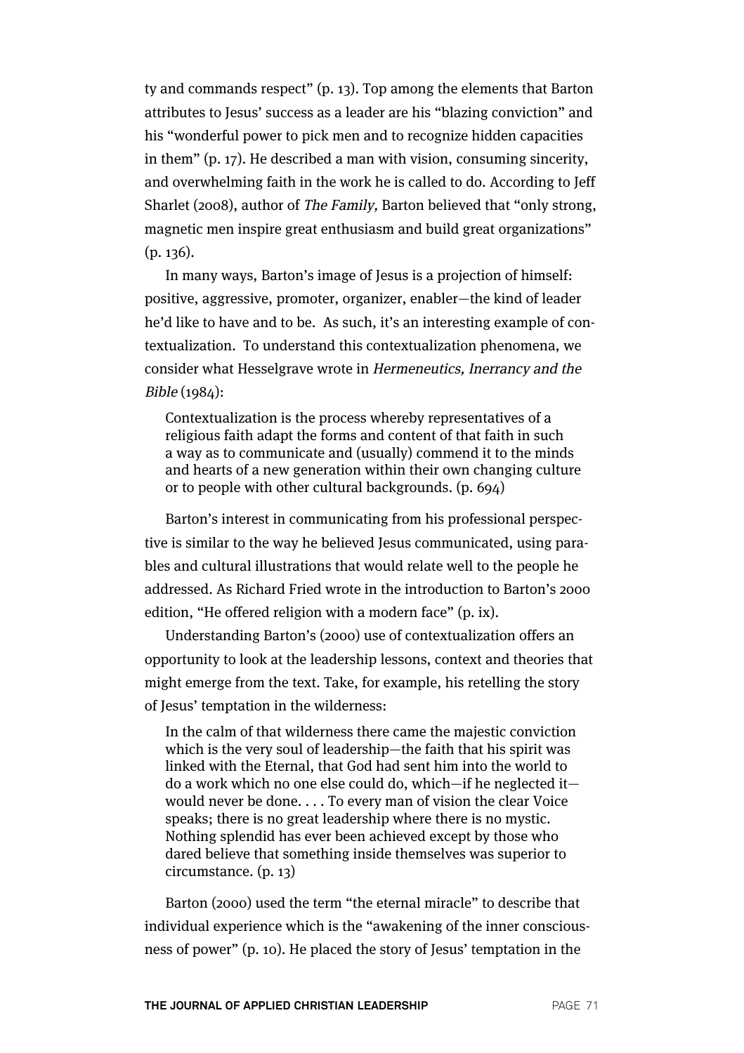ty and commands respect" (p. 13). Top among the elements that Barton attributes to Jesus' success as a leader are his "blazing conviction" and his "wonderful power to pick men and to recognize hidden capacities in them" (p. 17). He described a man with vision, consuming sincerity, and overwhelming faith in the work he is called to do. According to Jeff Sharlet (2008), author of *The Family,* Barton believed that "only strong, magnetic men inspire great enthusiasm and build great organizations" (p. 136).

In many ways, Barton's image of Jesus is a projection of himself: positive, aggressive, promoter, organizer, enabler—the kind of leader he'd like to have and to be. As such, it's an interesting example of contextualization. To understand this contextualization phenomena, we consider what Hesselgrave wrote in *Hermeneutics, Inerrancy and the Bible* (1984):

> Contextualization is the process whereby representatives of a religious faith adapt the forms and content of that faith in such a way as to communicate and (usually) commend it to the minds and hearts of a new generation within their own changing culture or to people with other cultural backgrounds. (p. 694)

Barton's interest in communicating from his professional perspective is similar to the way he believed Jesus communicated, using parables and cultural illustrations that would relate well to the people he addressed. As Richard Fried wrote in the introduction to Barton's 2000 edition, "He offered religion with a modern face" (p. ix).

Understanding Barton's (2000) use of contextualization offers an opportunity to look at the leadership lessons, context and theories that might emerge from the text. Take, for example, his retelling the story of Jesus' temptation in the wilderness:

> In the calm of that wilderness there came the majestic conviction which is the very soul of leadership—the faith that his spirit was linked with the Eternal, that God had sent him into the world to do a work which no one else could do, which—if he neglected it—would never be done. . . . To every man of vision the clear Voice speaks; there is no great leadership where there is no mystic. Nothing splendid has ever been achieved except by those who dared believe that something inside themselves was superior to circumstance. (p. 13)

Barton (2000) used the term "the eternal miracle" to describe that individual experience which is the "awakening of the inner consciousness of power" (p. 10). He placed the story of Jesus' temptation in the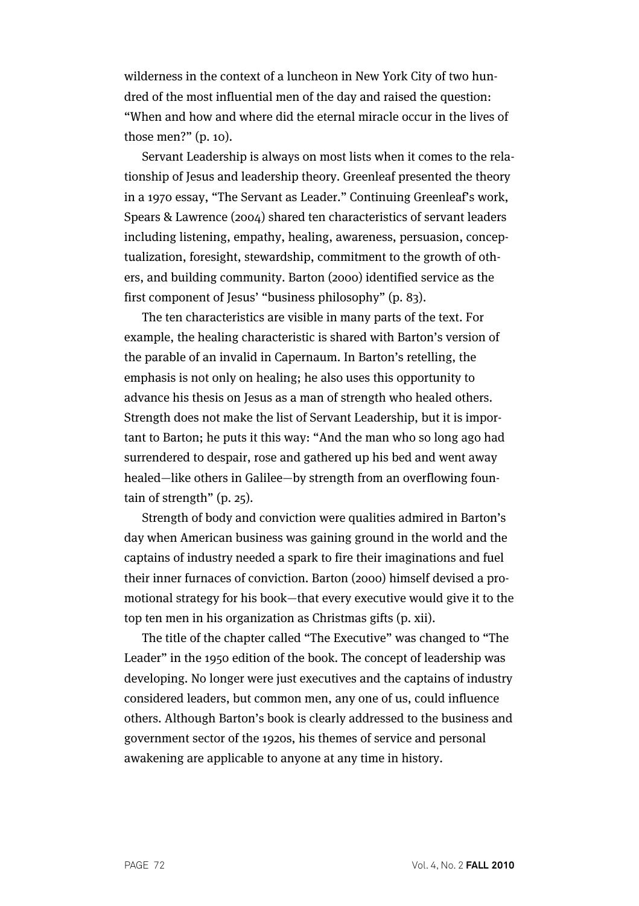wilderness in the context of a luncheon in New York City of two hundred of the most influential men of the day and raised the question: "When and how and where did the eternal miracle occur in the lives of those men?" (p. 10).

Servant Leadership is always on most lists when it comes to the relationship of Jesus and leadership theory. Greenleaf presented the theory in a 1970 essay, "The Servant as Leader." Continuing Greenleaf's work, Spears & Lawrence (2004) shared ten characteristics of servant leaders including listening, empathy, healing, awareness, persuasion, conceptualization, foresight, stewardship, commitment to the growth of others, and building community. Barton (2000) identified service as the first component of Jesus' "business philosophy" (p. 83).

The ten characteristics are visible in many parts of the text. For example, the healing characteristic is shared with Barton's version of the parable of an invalid in Capernaum. In Barton's retelling, the emphasis is not only on healing; he also uses this opportunity to advance his thesis on Jesus as a man of strength who healed others. Strength does not make the list of Servant Leadership, but it is important to Barton; he puts it this way: "And the man who so long ago had surrendered to despair, rose and gathered up his bed and went away healed—like others in Galilee—by strength from an overflowing fountain of strength" (p. 25).

Strength of body and conviction were qualities admired in Barton's day when American business was gaining ground in the world and the captains of industry needed a spark to fire their imaginations and fuel their inner furnaces of conviction. Barton (2000) himself devised a promotional strategy for his book—that every executive would give it to the top ten men in his organization as Christmas gifts (p. xii).

The title of the chapter called "The Executive" was changed to "The Leader" in the 1950 edition of the book. The concept of leadership was developing. No longer were just executives and the captains of industry considered leaders, but common men, any one of us, could influence others. Although Barton's book is clearly addressed to the business and government sector of the 1920s, his themes of service and personal awakening are applicable to anyone at any time in history.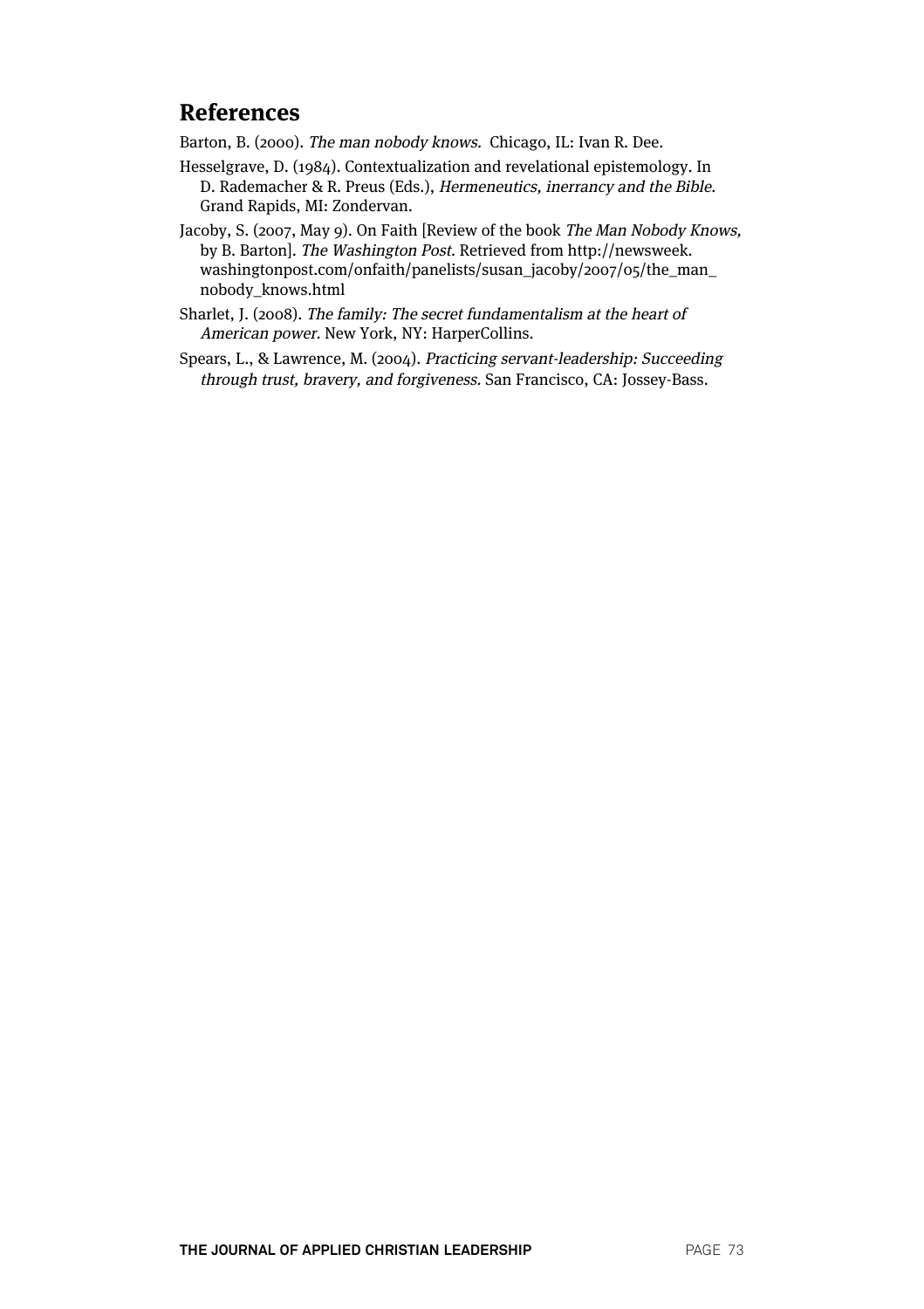## References

Barton, B. (2000). *The man nobody knows.* Chicago, IL: Ivan R. Dee.

Hesselgrave, D. (1984). Contextualization and revelational epistemology. In D. Rademacher & R. Preus (Eds.), *Hermeneutics, inerrancy and the Bible.* Grand Rapids, MI: Zondervan.

Jacoby, S. (2007, May 9). On Faith [Review of the book *The Man Nobody Knows,* by B. Barton]. *The Washington Post.* Retrieved from http://newsweek.washingtonpost.com/onfaith/panelists/susan_jacoby/2007/05/the_man_nobody_knows.html

Sharlet, J. (2008). *The family: The secret fundamentalism at the heart of American power.* New York, NY: HarperCollins.

Spears, L., & Lawrence, M. (2004). *Practicing servant-leadership: Succeeding through trust, bravery, and forgiveness.* San Francisco, CA: Jossey-Bass.